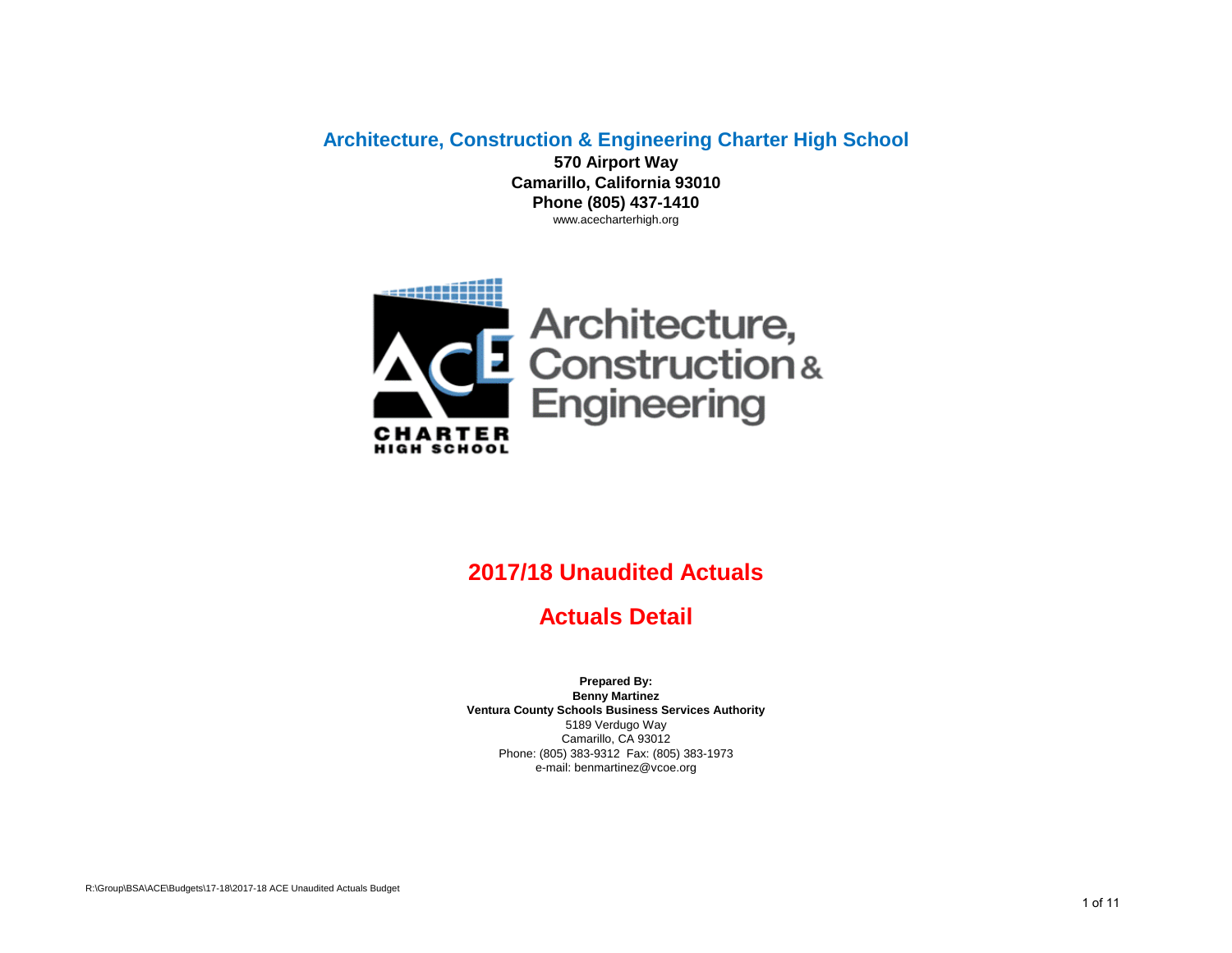# Architecture, Construction & Engineering Charter High School

**570 Airport Way**
**Camarillo, California 93010**
**Phone (805) 437-1410**
www.acecharterhigh.org

## 2017/18 Unaudited Actuals

## Actuals Detail

**Prepared By:**
**Benny Martinez**
**Ventura County Schools Business Services Authority**
5189 Verdugo Way
Camarillo, CA 93012
Phone: (805) 383-9312 Fax: (805) 383-1973
e-mail: benmartinez@vcoe.org

R:\Group\BSA\ACE\Budgets\17-18\2017-18 ACE Unaudited Actuals Budget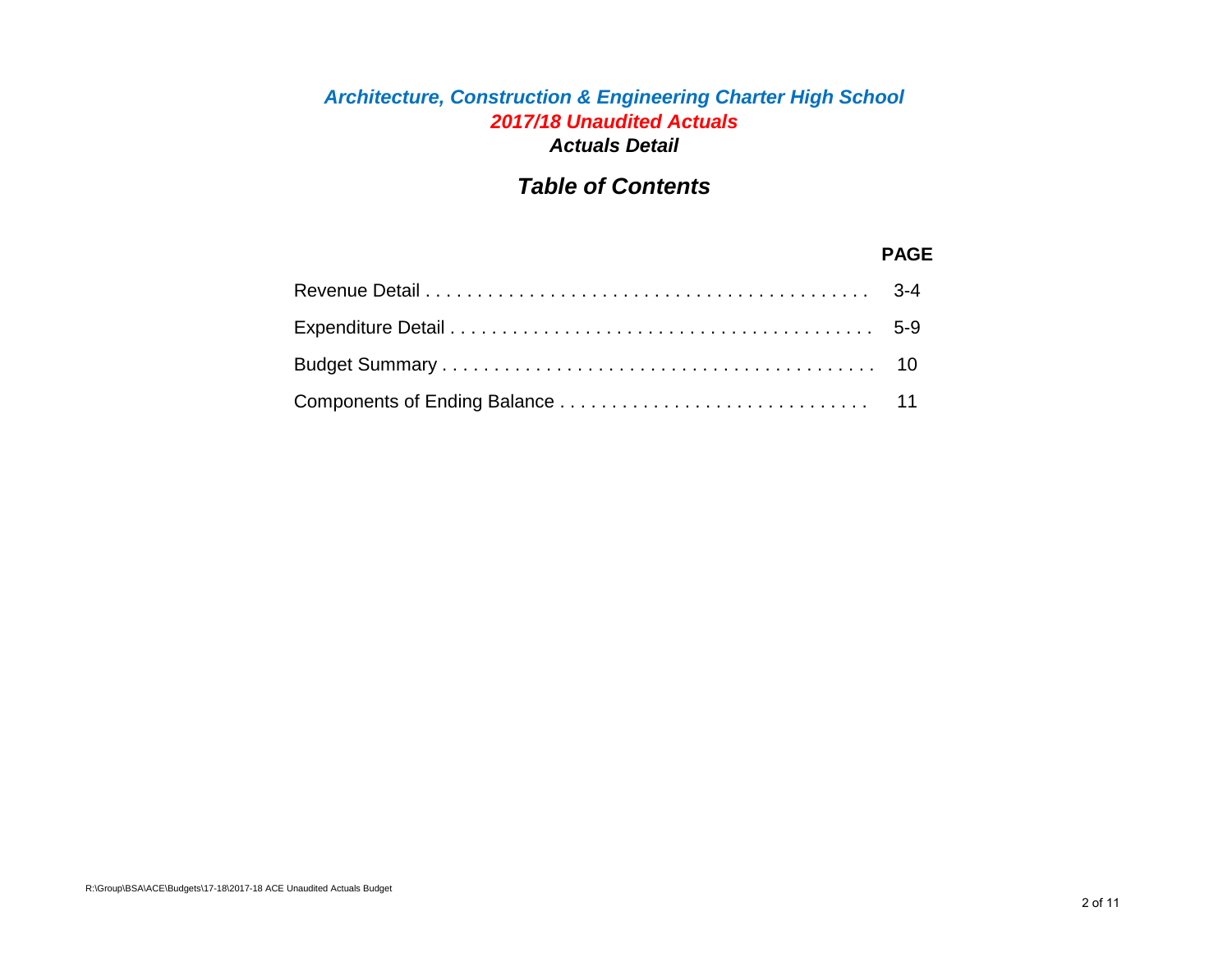# *Architecture, Construction & Engineering Charter High School*

## *2017/18 Unaudited Actuals*

### *Actuals Detail*

## *Table of Contents*

| | **PAGE** |
|---|---|
| Revenue Detail . . . . . . . . . . . . . . . . . . . . . . . . . . . . . . . . . . . . . . . . . . | 3-4 |
| Expenditure Detail . . . . . . . . . . . . . . . . . . . . . . . . . . . . . . . . . . . . . . . | 5-9 |
| Budget Summary . . . . . . . . . . . . . . . . . . . . . . . . . . . . . . . . . . . . . . . . | 10 |
| Components of Ending Balance . . . . . . . . . . . . . . . . . . . . . . . . . . . . | 11 |

R:\Group\BSA\ACE\Budgets\17-18\2017-18 ACE Unaudited Actuals Budget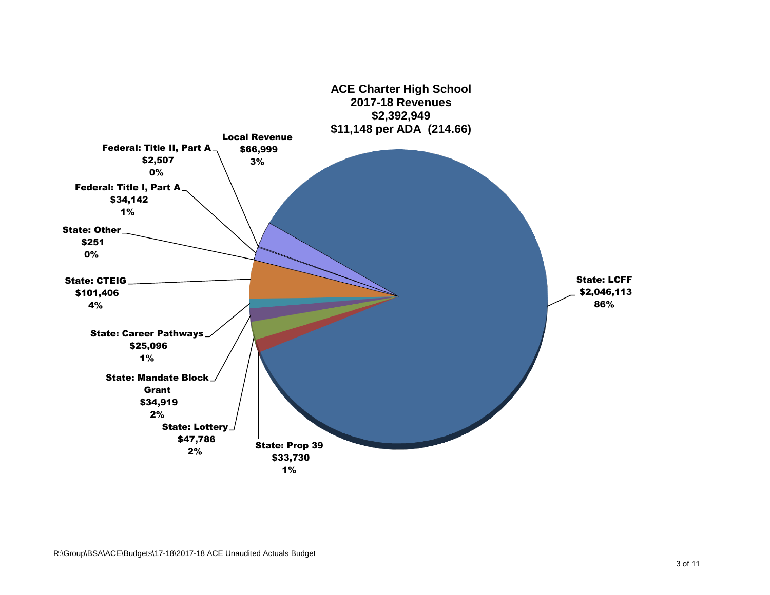**ACE Charter High School**
**2017-18 Revenues**
**$2,392,949**
**$11,148 per ADA (214.66)**

| Category | Amount | Percent |
| --- | --- | --- |
| State: LCFF | $2,046,113 | 86% |
| Local Revenue | $66,999 | 3% |
| Federal: Title II, Part A | $2,507 | 0% |
| Federal: Title I, Part A | $34,142 | 1% |
| State: Other | $251 | 0% |
| State: CTEIG | $101,406 | 4% |
| State: Career Pathways | $25,096 | 1% |
| State: Mandate Block Grant | $34,919 | 2% |
| State: Lottery | $47,786 | 2% |
| State: Prop 39 | $33,730 | 1% |

R:\Group\BSA\ACE\Budgets\17-18\2017-18 ACE Unaudited Actuals Budget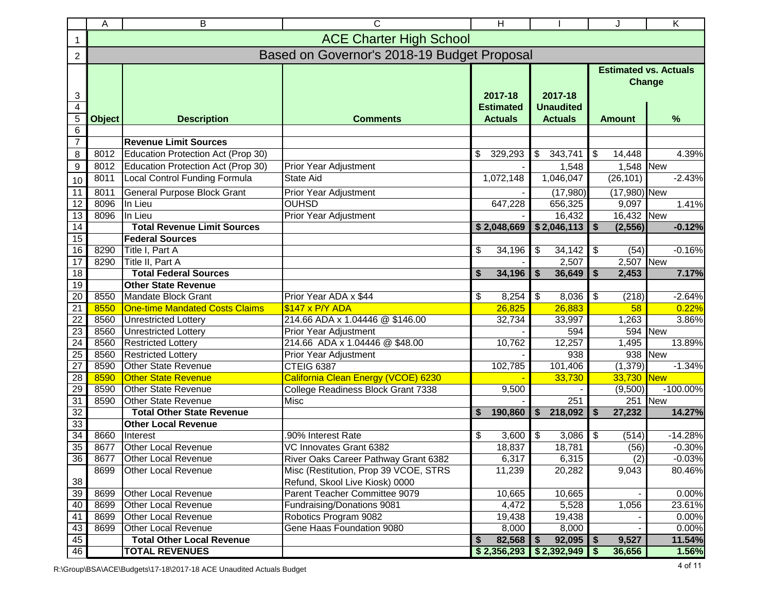# ACE Charter High School

## Based on Governor's 2018-19 Budget Proposal

| Object | Description | Comments | 2017-18 Estimated Actuals | 2017-18 Unaudited Actuals | Estimated vs. Actuals Change Amount | % |
|---|---|---|---|---|---|---|
| | **Revenue Limit Sources** | | | | | |
| 8012 | Education Protection Act (Prop 30) | | $ 329,293 | $ 343,741 | $ 14,448 | 4.39% |
| 8012 | Education Protection Act (Prop 30) | Prior Year Adjustment | - | 1,548 | 1,548 | New |
| 8011 | Local Control Funding Formula | State Aid | 1,072,148 | 1,046,047 | (26,101) | -2.43% |
| 8011 | General Purpose Block Grant | Prior Year Adjustment | - | (17,980) | (17,980) | New |
| 8096 | In Lieu | OUHSD | 647,228 | 656,325 | 9,097 | 1.41% |
| 8096 | In Lieu | Prior Year Adjustment | - | 16,432 | 16,432 | New |
| | **Total Revenue Limit Sources** | | **$ 2,048,669** | **$ 2,046,113** | **$ (2,556)** | **-0.12%** |
| | **Federal Sources** | | | | | |
| 8290 | Title I, Part A | | $ 34,196 | $ 34,142 | $ (54) | -0.16% |
| 8290 | Title II, Part A | | - | 2,507 | 2,507 | New |
| | **Total Federal Sources** | | **$ 34,196** | **$ 36,649** | **$ 2,453** | **7.17%** |
| | **Other State Revenue** | | | | | |
| 8550 | Mandate Block Grant | Prior Year ADA x $44 | $ 8,254 | $ 8,036 | $ (218) | -2.64% |
| 8550 | One-time Mandated Costs Claims | $147 x P/Y ADA | 26,825 | 26,883 | 58 | 0.22% |
| 8560 | Unrestricted Lottery | 214.66 ADA x 1.04446 @ $146.00 | 32,734 | 33,997 | 1,263 | 3.86% |
| 8560 | Unrestricted Lottery | Prior Year Adjustment | - | 594 | 594 | New |
| 8560 | Restricted Lottery | 214.66 ADA x 1.04446 @ $48.00 | 10,762 | 12,257 | 1,495 | 13.89% |
| 8560 | Restricted Lottery | Prior Year Adjustment | - | 938 | 938 | New |
| 8590 | Other State Revenue | CTEIG 6387 | 102,785 | 101,406 | (1,379) | -1.34% |
| 8590 | Other State Revenue | California Clean Energy (VCOE) 6230 | - | 33,730 | 33,730 | New |
| 8590 | Other State Revenue | College Readiness Block Grant 7338 | 9,500 | - | (9,500) | -100.00% |
| 8590 | Other State Revenue | Misc | - | 251 | 251 | New |
| | **Total Other State Revenue** | | **$ 190,860** | **$ 218,092** | **$ 27,232** | **14.27%** |
| | **Other Local Revenue** | | | | | |
| 8660 | Interest | .90% Interest Rate | $ 3,600 | $ 3,086 | $ (514) | -14.28% |
| 8677 | Other Local Revenue | VC Innovates Grant 6382 | 18,837 | 18,781 | (56) | -0.30% |
| 8677 | Other Local Revenue | River Oaks Career Pathway Grant 6382 | 6,317 | 6,315 | (2) | -0.03% |
| 8699 | Other Local Revenue | Misc (Restitution, Prop 39 VCOE, STRS Refund, Skool Live Kiosk) 0000 | 11,239 | 20,282 | 9,043 | 80.46% |
| 8699 | Other Local Revenue | Parent Teacher Committee 9079 | 10,665 | 10,665 | - | 0.00% |
| 8699 | Other Local Revenue | Fundraising/Donations 9081 | 4,472 | 5,528 | 1,056 | 23.61% |
| 8699 | Other Local Revenue | Robotics Program 9082 | 19,438 | 19,438 | - | 0.00% |
| 8699 | Other Local Revenue | Gene Haas Foundation 9080 | 8,000 | 8,000 | - | 0.00% |
| | **Total Other Local Revenue** | | **$ 82,568** | **$ 92,095** | **$ 9,527** | **11.54%** |
| | **TOTAL REVENUES** | | **$ 2,356,293** | **$ 2,392,949** | **$ 36,656** | **1.56%** |

R:\Group\BSA\ACE\Budgets\17-18\2017-18 ACE Unaudited Actuals Budget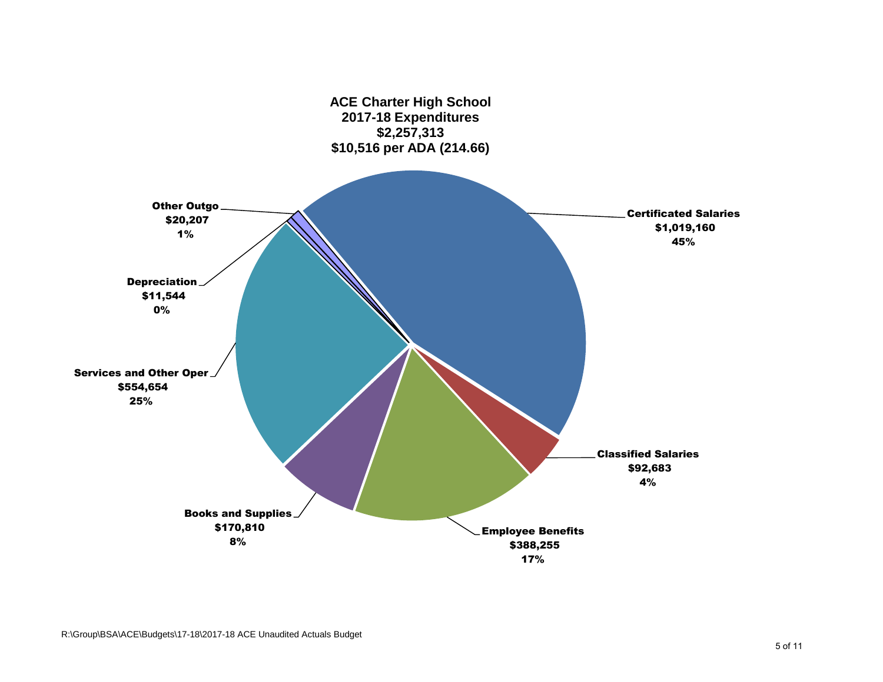**ACE Charter High School**
**2017-18 Expenditures**
**$2,257,313**
**$10,516 per ADA (214.66)**

| Category | Amount | Percent |
| --- | --- | --- |
| Certificated Salaries | $1,019,160 | 45% |
| Classified Salaries | $92,683 | 4% |
| Employee Benefits | $388,255 | 17% |
| Books and Supplies | $170,810 | 8% |
| Services and Other Oper | $554,654 | 25% |
| Depreciation | $11,544 | 0% |
| Other Outgo | $20,207 | 1% |

R:\Group\BSA\ACE\Budgets\17-18\2017-18 ACE Unaudited Actuals Budget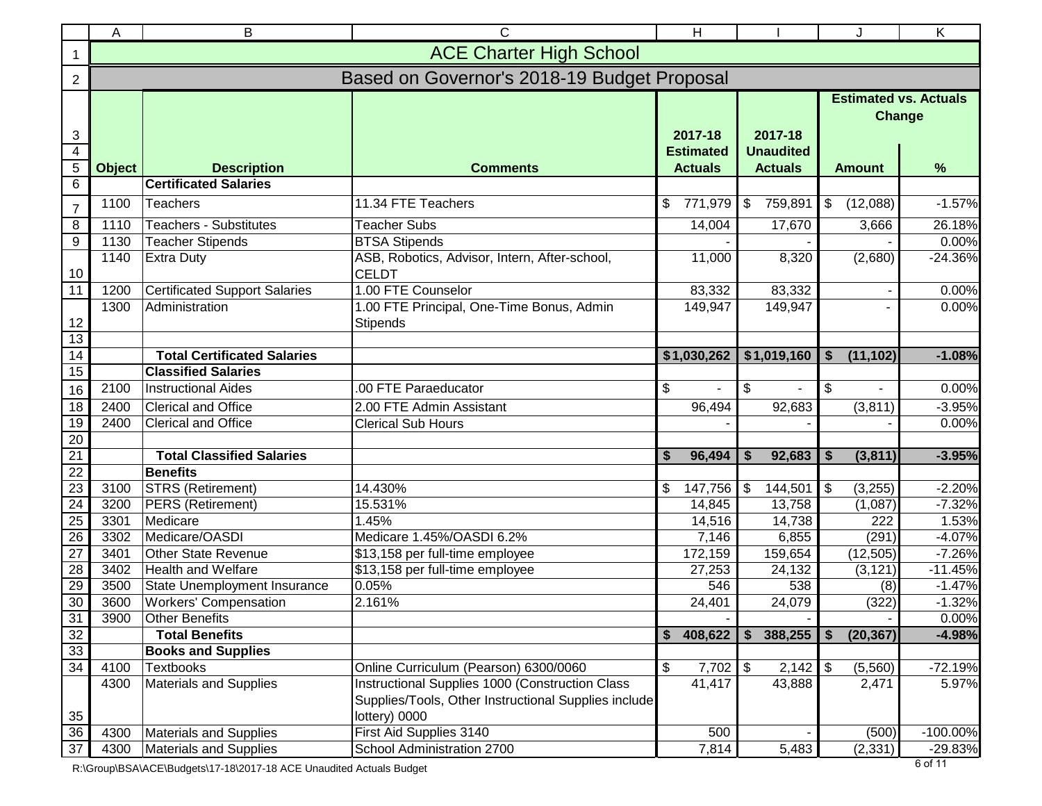# ACE Charter High School

## Based on Governor's 2018-19 Budget Proposal

| Object | Description | Comments | 2017-18 Estimated Actuals | 2017-18 Unaudited Actuals | Estimated vs. Actuals Change Amount | % |
|---|---|---|---|---|---|---|
| | **Certificated Salaries** | | | | | |
| 1100 | Teachers | 11.34 FTE Teachers | $ 771,979 | $ 759,891 | $ (12,088) | -1.57% |
| 1110 | Teachers - Substitutes | Teacher Subs | 14,004 | 17,670 | 3,666 | 26.18% |
| 1130 | Teacher Stipends | BTSA Stipends | - | - | - | 0.00% |
| 1140 | Extra Duty | ASB, Robotics, Advisor, Intern, After-school, CELDT | 11,000 | 8,320 | (2,680) | -24.36% |
| 1200 | Certificated Support Salaries | 1.00 FTE Counselor | 83,332 | 83,332 | - | 0.00% |
| 1300 | Administration | 1.00 FTE Principal, One-Time Bonus, Admin Stipends | 149,947 | 149,947 | - | 0.00% |
| | | | | | | |
| | **Total Certificated Salaries** | | **$1,030,262** | **$1,019,160** | **$ (11,102)** | **-1.08%** |
| | **Classified Salaries** | | | | | |
| 2100 | Instructional Aides | .00 FTE Paraeducator | $ - | $ - | $ - | 0.00% |
| 2400 | Clerical and Office | 2.00 FTE Admin Assistant | 96,494 | 92,683 | (3,811) | -3.95% |
| 2400 | Clerical and Office | Clerical Sub Hours | - | - | - | 0.00% |
| | | | | | | |
| | **Total Classified Salaries** | | **$ 96,494** | **$ 92,683** | **$ (3,811)** | **-3.95%** |
| | **Benefits** | | | | | |
| 3100 | STRS (Retirement) | 14.430% | $ 147,756 | $ 144,501 | $ (3,255) | -2.20% |
| 3200 | PERS (Retirement) | 15.531% | 14,845 | 13,758 | (1,087) | -7.32% |
| 3301 | Medicare | 1.45% | 14,516 | 14,738 | 222 | 1.53% |
| 3302 | Medicare/OASDI | Medicare 1.45%/OASDI 6.2% | 7,146 | 6,855 | (291) | -4.07% |
| 3401 | Other State Revenue | $13,158 per full-time employee | 172,159 | 159,654 | (12,505) | -7.26% |
| 3402 | Health and Welfare | $13,158 per full-time employee | 27,253 | 24,132 | (3,121) | -11.45% |
| 3500 | State Unemployment Insurance | 0.05% | 546 | 538 | (8) | -1.47% |
| 3600 | Workers' Compensation | 2.161% | 24,401 | 24,079 | (322) | -1.32% |
| 3900 | Other Benefits | | - | - | - | 0.00% |
| | **Total Benefits** | | **$ 408,622** | **$ 388,255** | **$ (20,367)** | **-4.98%** |
| | **Books and Supplies** | | | | | |
| 4100 | Textbooks | Online Curriculum (Pearson) 6300/0060 | $ 7,702 | $ 2,142 | $ (5,560) | -72.19% |
| 4300 | Materials and Supplies | Instructional Supplies 1000 (Construction Class Supplies/Tools, Other Instructional Supplies include lottery) 0000 | 41,417 | 43,888 | 2,471 | 5.97% |
| 4300 | Materials and Supplies | First Aid Supplies 3140 | 500 | - | (500) | -100.00% |
| 4300 | Materials and Supplies | School Administration 2700 | 7,814 | 5,483 | (2,331) | -29.83% |

R:\Group\BSA\ACE\Budgets\17-18\2017-18 ACE Unaudited Actuals Budget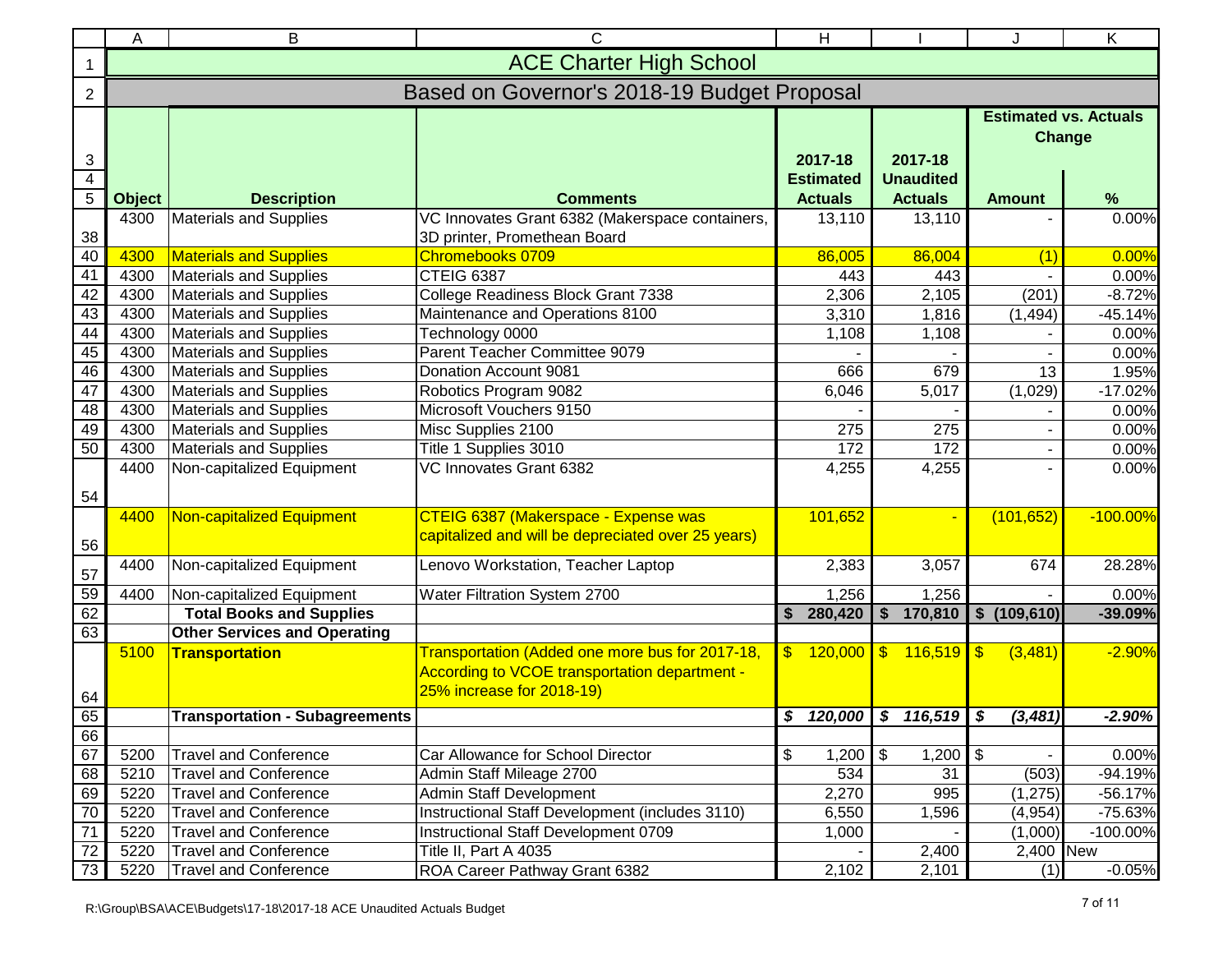# ACE Charter High School

## Based on Governor's 2018-19 Budget Proposal

| Object | Description | Comments | 2017-18 Estimated Actuals | 2017-18 Unaudited Actuals | Estimated vs. Actuals Change Amount | % |
|---|---|---|---|---|---|---|
| 4300 | Materials and Supplies | VC Innovates Grant 6382 (Makerspace containers, 3D printer, Promethean Board | 13,110 | 13,110 | - | 0.00% |
| 4300 | Materials and Supplies | Chromebooks 0709 | 86,005 | 86,004 | (1) | 0.00% |
| 4300 | Materials and Supplies | CTEIG 6387 | 443 | 443 | - | 0.00% |
| 4300 | Materials and Supplies | College Readiness Block Grant 7338 | 2,306 | 2,105 | (201) | -8.72% |
| 4300 | Materials and Supplies | Maintenance and Operations 8100 | 3,310 | 1,816 | (1,494) | -45.14% |
| 4300 | Materials and Supplies | Technology 0000 | 1,108 | 1,108 | - | 0.00% |
| 4300 | Materials and Supplies | Parent Teacher Committee 9079 | - | - | - | 0.00% |
| 4300 | Materials and Supplies | Donation Account 9081 | 666 | 679 | 13 | 1.95% |
| 4300 | Materials and Supplies | Robotics Program 9082 | 6,046 | 5,017 | (1,029) | -17.02% |
| 4300 | Materials and Supplies | Microsoft Vouchers 9150 | - | - | - | 0.00% |
| 4300 | Materials and Supplies | Misc Supplies 2100 | 275 | 275 | - | 0.00% |
| 4300 | Materials and Supplies | Title 1 Supplies 3010 | 172 | 172 | - | 0.00% |
| 4400 | Non-capitalized Equipment | VC Innovates Grant 6382 | 4,255 | 4,255 | - | 0.00% |
| 4400 | Non-capitalized Equipment | CTEIG 6387 (Makerspace - Expense was capitalized and will be depreciated over 25 years) | 101,652 | - | (101,652) | -100.00% |
| 4400 | Non-capitalized Equipment | Lenovo Workstation, Teacher Laptop | 2,383 | 3,057 | 674 | 28.28% |
| 4400 | Non-capitalized Equipment | Water Filtration System 2700 | 1,256 | 1,256 | - | 0.00% |
| | **Total Books and Supplies** | | **$ 280,420** | **$ 170,810** | **$ (109,610)** | **-39.09%** |
| | **Other Services and Operating** | | | | | |
| 5100 | **Transportation** | Transportation (Added one more bus for 2017-18, According to VCOE transportation department - 25% increase for 2018-19) | $ 120,000 | $ 116,519 | $ (3,481) | -2.90% |
| | **Transportation - Subagreements** | | ***$ 120,000*** | ***$ 116,519*** | ***$ (3,481)*** | ***-2.90%*** |
| | | | | | | |
| 5200 | Travel and Conference | Car Allowance for School Director | $ 1,200 | $ 1,200 | $ - | 0.00% |
| 5210 | Travel and Conference | Admin Staff Mileage 2700 | 534 | 31 | (503) | -94.19% |
| 5220 | Travel and Conference | Admin Staff Development | 2,270 | 995 | (1,275) | -56.17% |
| 5220 | Travel and Conference | Instructional Staff Development (includes 3110) | 6,550 | 1,596 | (4,954) | -75.63% |
| 5220 | Travel and Conference | Instructional Staff Development 0709 | 1,000 | - | (1,000) | -100.00% |
| 5220 | Travel and Conference | Title II, Part A 4035 | - | 2,400 | 2,400 | New |
| 5220 | Travel and Conference | ROA Career Pathway Grant 6382 | 2,102 | 2,101 | (1) | -0.05% |

R:\Group\BSA\ACE\Budgets\17-18\2017-18 ACE Unaudited Actuals Budget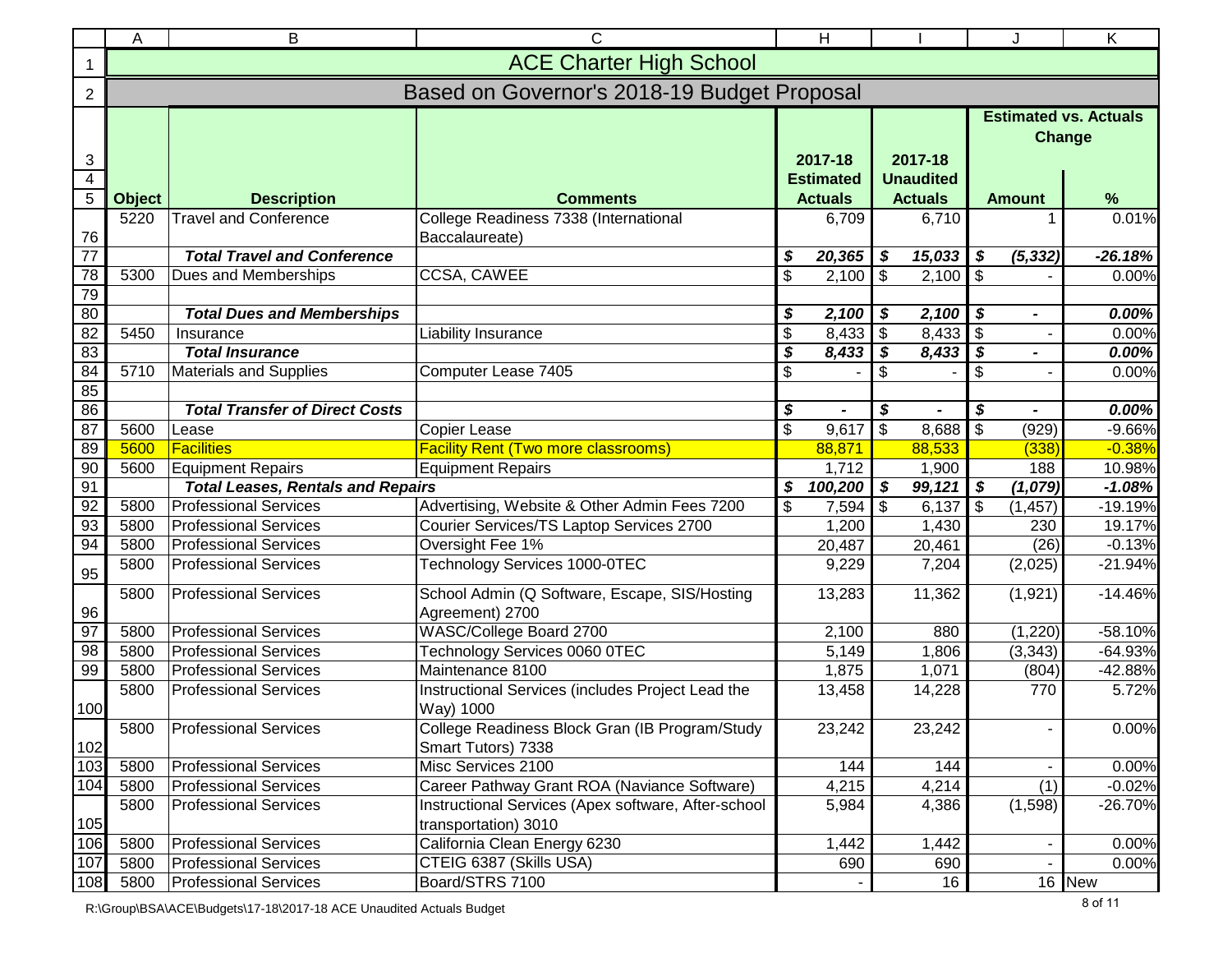# ACE Charter High School

## Based on Governor's 2018-19 Budget Proposal

| Object | Description | Comments | 2017-18 Estimated Actuals | 2017-18 Unaudited Actuals | Estimated vs. Actuals Change Amount | % |
|---|---|---|---|---|---|---|
| 5220 | Travel and Conference | College Readiness 7338 (International Baccalaureate) | 6,709 | 6,710 | 1 | 0.01% |
| | ***Total Travel and Conference*** | | ***$ 20,365*** | ***$ 15,033*** | ***$ (5,332)*** | ***-26.18%*** |
| 5300 | Dues and Memberships | CCSA, CAWEE | $ 2,100 | $ 2,100 | $ - | 0.00% |
| | | | | | | |
| | ***Total Dues and Memberships*** | | ***$ 2,100*** | ***$ 2,100*** | ***$ -*** | ***0.00%*** |
| 5450 | Insurance | Liability Insurance | $ 8,433 | $ 8,433 | $ - | 0.00% |
| | ***Total Insurance*** | | ***$ 8,433*** | ***$ 8,433*** | ***$ -*** | ***0.00%*** |
| 5710 | Materials and Supplies | Computer Lease 7405 | $ - | $ - | $ - | 0.00% |
| | | | | | | |
| | ***Total Transfer of Direct Costs*** | | ***$ -*** | ***$ -*** | ***$ -*** | ***0.00%*** |
| 5600 | Lease | Copier Lease | $ 9,617 | $ 8,688 | $ (929) | -9.66% |
| 5600 | Facilities | Facility Rent (Two more classrooms) | 88,871 | 88,533 | (338) | -0.38% |
| 5600 | Equipment Repairs | Equipment Repairs | 1,712 | 1,900 | 188 | 10.98% |
| | ***Total Leases, Rentals and Repairs*** | | ***$ 100,200*** | ***$ 99,121*** | ***$ (1,079)*** | ***-1.08%*** |
| 5800 | Professional Services | Advertising, Website & Other Admin Fees 7200 | $ 7,594 | $ 6,137 | $ (1,457) | -19.19% |
| 5800 | Professional Services | Courier Services/TS Laptop Services 2700 | 1,200 | 1,430 | 230 | 19.17% |
| 5800 | Professional Services | Oversight Fee 1% | 20,487 | 20,461 | (26) | -0.13% |
| 5800 | Professional Services | Technology Services 1000-0TEC | 9,229 | 7,204 | (2,025) | -21.94% |
| 5800 | Professional Services | School Admin (Q Software, Escape, SIS/Hosting Agreement) 2700 | 13,283 | 11,362 | (1,921) | -14.46% |
| 5800 | Professional Services | WASC/College Board 2700 | 2,100 | 880 | (1,220) | -58.10% |
| 5800 | Professional Services | Technology Services 0060 0TEC | 5,149 | 1,806 | (3,343) | -64.93% |
| 5800 | Professional Services | Maintenance 8100 | 1,875 | 1,071 | (804) | -42.88% |
| 5800 | Professional Services | Instructional Services (includes Project Lead the Way) 1000 | 13,458 | 14,228 | 770 | 5.72% |
| 5800 | Professional Services | College Readiness Block Gran (IB Program/Study Smart Tutors) 7338 | 23,242 | 23,242 | - | 0.00% |
| 5800 | Professional Services | Misc Services 2100 | 144 | 144 | - | 0.00% |
| 5800 | Professional Services | Career Pathway Grant ROA (Naviance Software) | 4,215 | 4,214 | (1) | -0.02% |
| 5800 | Professional Services | Instructional Services (Apex software, After-school transportation) 3010 | 5,984 | 4,386 | (1,598) | -26.70% |
| 5800 | Professional Services | California Clean Energy 6230 | 1,442 | 1,442 | - | 0.00% |
| 5800 | Professional Services | CTEIG 6387 (Skills USA) | 690 | 690 | - | 0.00% |
| 5800 | Professional Services | Board/STRS 7100 | - | 16 | 16 | New |

R:\Group\BSA\ACE\Budgets\17-18\2017-18 ACE Unaudited Actuals Budget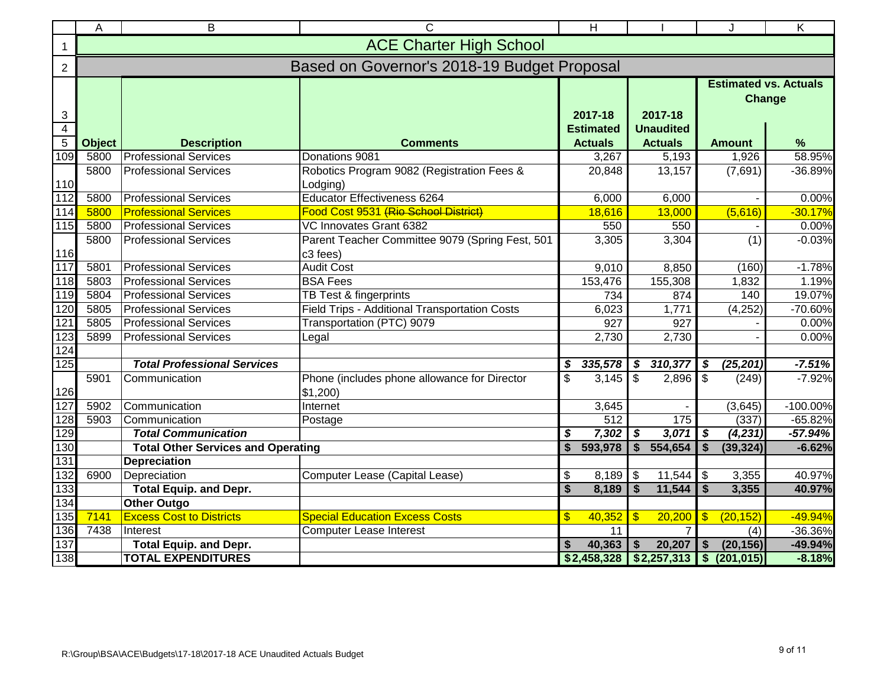# ACE Charter High School

## Based on Governor's 2018-19 Budget Proposal

| Object | Description | Comments | 2017-18 Estimated Actuals | 2017-18 Unaudited Actuals | Estimated vs. Actuals Change Amount | % |
|---|---|---|---|---|---|---|
| 5800 | Professional Services | Donations 9081 | 3,267 | 5,193 | 1,926 | 58.95% |
| 5800 | Professional Services | Robotics Program 9082 (Registration Fees & Lodging) | 20,848 | 13,157 | (7,691) | -36.89% |
| 5800 | Professional Services | Educator Effectiveness 6264 | 6,000 | 6,000 | - | 0.00% |
| 5800 | Professional Services | Food Cost 9531 ~~(Rio School District)~~ | 18,616 | 13,000 | (5,616) | -30.17% |
| 5800 | Professional Services | VC Innovates Grant 6382 | 550 | 550 | - | 0.00% |
| 5800 | Professional Services | Parent Teacher Committee 9079 (Spring Fest, 501 c3 fees) | 3,305 | 3,304 | (1) | -0.03% |
| 5801 | Professional Services | Audit Cost | 9,010 | 8,850 | (160) | -1.78% |
| 5803 | Professional Services | BSA Fees | 153,476 | 155,308 | 1,832 | 1.19% |
| 5804 | Professional Services | TB Test & fingerprints | 734 | 874 | 140 | 19.07% |
| 5805 | Professional Services | Field Trips - Additional Transportation Costs | 6,023 | 1,771 | (4,252) | -70.60% |
| 5805 | Professional Services | Transportation (PTC) 9079 | 927 | 927 | - | 0.00% |
| 5899 | Professional Services | Legal | 2,730 | 2,730 | - | 0.00% |
| | | | | | | |
| | ***Total Professional Services*** | | ***$ 335,578*** | ***$ 310,377*** | ***$ (25,201)*** | ***-7.51%*** |
| 5901 | Communication | Phone (includes phone allowance for Director $1,200) | $ 3,145 | $ 2,896 | $ (249) | -7.92% |
| 5902 | Communication | Internet | 3,645 | - | (3,645) | -100.00% |
| 5903 | Communication | Postage | 512 | 175 | (337) | -65.82% |
| | ***Total Communication*** | | ***$ 7,302*** | ***$ 3,071*** | ***$ (4,231)*** | ***-57.94%*** |
| | **Total Other Services and Operating** | | **$ 593,978** | **$ 554,654** | **$ (39,324)** | **-6.62%** |
| | **Depreciation** | | | | | |
| 6900 | Depreciation | Computer Lease (Capital Lease) | $ 8,189 | $ 11,544 | $ 3,355 | 40.97% |
| | **Total Equip. and Depr.** | | **$ 8,189** | **$ 11,544** | **$ 3,355** | **40.97%** |
| | **Other Outgo** | | | | | |
| 7141 | Excess Cost to Districts | Special Education Excess Costs | $ 40,352 | $ 20,200 | $ (20,152) | -49.94% |
| 7438 | Interest | Computer Lease Interest | 11 | 7 | (4) | -36.36% |
| | **Total Equip. and Depr.** | | **$ 40,363** | **$ 20,207** | **$ (20,156)** | **-49.94%** |
| | **TOTAL EXPENDITURES** | | **$2,458,328** | **$2,257,313** | **$ (201,015)** | **-8.18%** |

R:\Group\BSA\ACE\Budgets\17-18\2017-18 ACE Unaudited Actuals Budget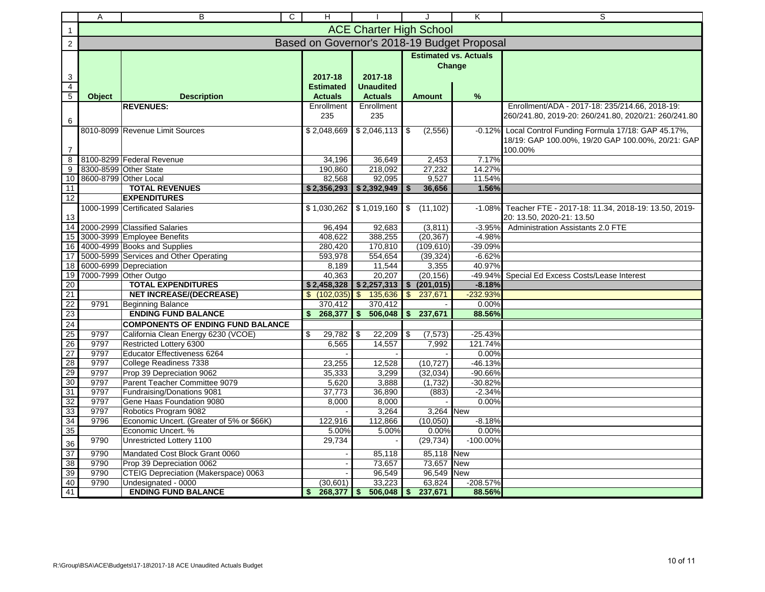# ACE Charter High School

## Based on Governor's 2018-19 Budget Proposal

| Object | Description | 2017-18 Estimated Actuals | 2017-18 Unaudited Actuals | Estimated vs. Actuals Change Amount | % | |
|---|---|---|---|---|---|---|
| | **REVENUES:** | Enrollment 235 | Enrollment 235 | | | Enrollment/ADA - 2017-18: 235/214.66, 2018-19: 260/241.80, 2019-20: 260/241.80, 2020/21: 260/241.80 |
| 8010-8099 | Revenue Limit Sources | $ 2,048,669 | $ 2,046,113 | $ (2,556) | -0.12% | Local Control Funding Formula 17/18: GAP 45.17%, 18/19: GAP 100.00%, 19/20 GAP 100.00%, 20/21: GAP 100.00% |
| 8100-8299 | Federal Revenue | 34,196 | 36,649 | 2,453 | 7.17% | |
| 8300-8599 | Other State | 190,860 | 218,092 | 27,232 | 14.27% | |
| 8600-8799 | Other Local | 82,568 | 92,095 | 9,527 | 11.54% | |
| | **TOTAL REVENUES** | **$ 2,356,293** | **$ 2,392,949** | **$ 36,656** | **1.56%** | |
| | **EXPENDITURES** | | | | | |
| 1000-1999 | Certificated Salaries | $ 1,030,262 | $ 1,019,160 | $ (11,102) | -1.08% | Teacher FTE - 2017-18: 11.34, 2018-19: 13.50, 2019-20: 13.50, 2020-21: 13.50 |
| 2000-2999 | Classified Salaries | 96,494 | 92,683 | (3,811) | -3.95% | Administration Assistants 2.0 FTE |
| 3000-3999 | Employee Benefits | 408,622 | 388,255 | (20,367) | -4.98% | |
| 4000-4999 | Books and Supplies | 280,420 | 170,810 | (109,610) | -39.09% | |
| 5000-5999 | Services and Other Operating | 593,978 | 554,654 | (39,324) | -6.62% | |
| 6000-6999 | Depreciation | 8,189 | 11,544 | 3,355 | 40.97% | |
| 7000-7999 | Other Outgo | 40,363 | 20,207 | (20,156) | -49.94% | Special Ed Excess Costs/Lease Interest |
| | **TOTAL EXPENDITURES** | **$ 2,458,328** | **$ 2,257,313** | **$ (201,015)** | **-8.18%** | |
| | **NET INCREASE/(DECREASE)** | $ (102,035) | $ 135,636 | $ 237,671 | -232.93% | |
| 9791 | Beginning Balance | 370,412 | 370,412 | - | 0.00% | |
| | **ENDING FUND BALANCE** | **$ 268,377** | **$ 506,048** | **$ 237,671** | **88.56%** | |
| | **COMPONENTS OF ENDING FUND BALANCE** | | | | | |
| 9797 | California Clean Energy 6230 (VCOE) | $ 29,782 | $ 22,209 | $ (7,573) | -25.43% | |
| 9797 | Restricted Lottery 6300 | 6,565 | 14,557 | 7,992 | 121.74% | |
| 9797 | Educator Effectiveness 6264 | - | - | - | 0.00% | |
| 9797 | College Readiness 7338 | 23,255 | 12,528 | (10,727) | -46.13% | |
| 9797 | Prop 39 Depreciation 9062 | 35,333 | 3,299 | (32,034) | -90.66% | |
| 9797 | Parent Teacher Committee 9079 | 5,620 | 3,888 | (1,732) | -30.82% | |
| 9797 | Fundraising/Donations 9081 | 37,773 | 36,890 | (883) | -2.34% | |
| 9797 | Gene Haas Foundation 9080 | 8,000 | 8,000 | - | 0.00% | |
| 9797 | Robotics Program 9082 | - | 3,264 | 3,264 | New | |
| 9796 | Economic Uncert. (Greater of 5% or $66K) | 122,916 | 112,866 | (10,050) | -8.18% | |
| | Economic Uncert. % | 5.00% | 5.00% | 0.00% | 0.00% | |
| 9790 | Unrestricted Lottery 1100 | 29,734 | - | (29,734) | -100.00% | |
| 9790 | Mandated Cost Block Grant 0060 | - | 85,118 | 85,118 | New | |
| 9790 | Prop 39 Depreciation 0062 | - | 73,657 | 73,657 | New | |
| 9790 | CTEIG Depreciation (Makerspace) 0063 | - | 96,549 | 96,549 | New | |
| 9790 | Undesignated - 0000 | (30,601) | 33,223 | 63,824 | -208.57% | |
| | **ENDING FUND BALANCE** | **$ 268,377** | **$ 506,048** | **$ 237,671** | **88.56%** | |

R:\Group\BSA\ACE\Budgets\17-18\2017-18 ACE Unaudited Actuals Budget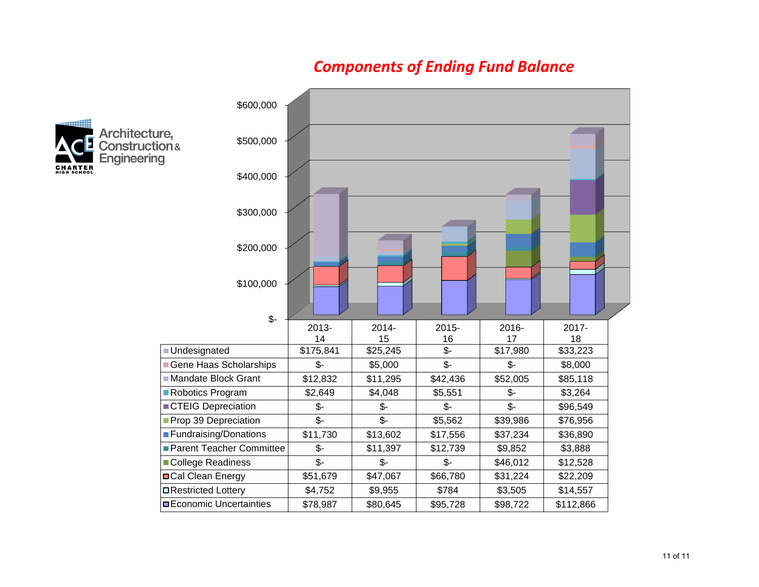# Components of Ending Fund Balance

Architecture, Construction & Engineering CHARTER HIGH SCHOOL

$600,000
$500,000
$400,000
$300,000
$200,000
$100,000
$-

| | 2013-14 | 2014-15 | 2015-16 | 2016-17 | 2017-18 |
|---|---|---|---|---|---|
| Undesignated | $175,841 | $25,245 | $- | $17,980 | $33,223 |
| Gene Haas Scholarships | $- | $5,000 | $- | $- | $8,000 |
| Mandate Block Grant | $12,832 | $11,295 | $42,436 | $52,005 | $85,118 |
| Robotics Program | $2,649 | $4,048 | $5,551 | $- | $3,264 |
| CTEIG Depreciation | $- | $- | $- | $- | $96,549 |
| Prop 39 Depreciation | $- | $- | $5,562 | $39,986 | $76,956 |
| Fundraising/Donations | $11,730 | $13,602 | $17,556 | $37,234 | $36,890 |
| Parent Teacher Committee | $- | $11,397 | $12,739 | $9,852 | $3,888 |
| College Readiness | $- | $- | $- | $46,012 | $12,528 |
| Cal Clean Energy | $51,679 | $47,067 | $66,780 | $31,224 | $22,209 |
| Restricted Lottery | $4,752 | $9,955 | $784 | $3,505 | $14,557 |
| Economic Uncertainties | $78,987 | $80,645 | $95,728 | $98,722 | $112,866 |